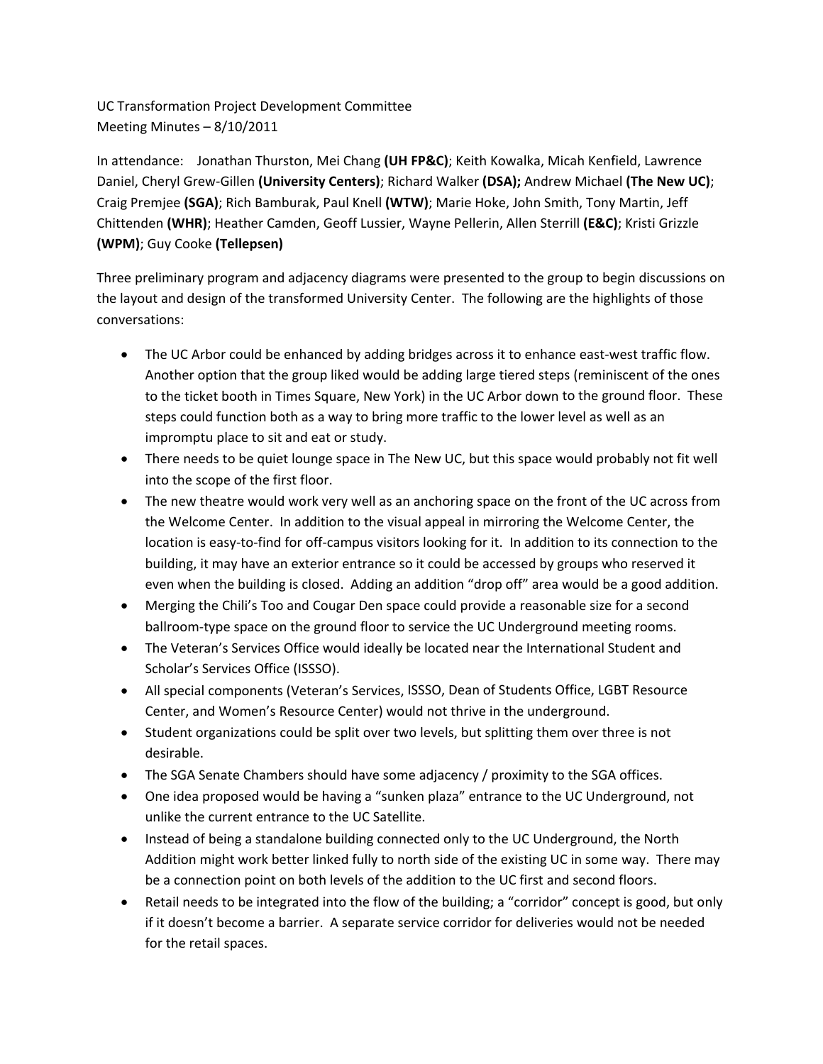UC Transformation Project Development Committee
Meeting Minutes – 8/10/2011

In attendance: Jonathan Thurston, Mei Chang **(UH FP&C)**; Keith Kowalka, Micah Kenfield, Lawrence Daniel, Cheryl Grew-Gillen **(University Centers)**; Richard Walker **(DSA);** Andrew Michael **(The New UC)**; Craig Premjee **(SGA)**; Rich Bamburak, Paul Knell **(WTW)**; Marie Hoke, John Smith, Tony Martin, Jeff Chittenden **(WHR)**; Heather Camden, Geoff Lussier, Wayne Pellerin, Allen Sterrill **(E&C)**; Kristi Grizzle **(WPM)**; Guy Cooke **(Tellepsen)**

Three preliminary program and adjacency diagrams were presented to the group to begin discussions on the layout and design of the transformed University Center. The following are the highlights of those conversations:

- The UC Arbor could be enhanced by adding bridges across it to enhance east-west traffic flow. Another option that the group liked would be adding large tiered steps (reminiscent of the ones to the ticket booth in Times Square, New York) in the UC Arbor down to the ground floor. These steps could function both as a way to bring more traffic to the lower level as well as an impromptu place to sit and eat or study.
- There needs to be quiet lounge space in The New UC, but this space would probably not fit well into the scope of the first floor.
- The new theatre would work very well as an anchoring space on the front of the UC across from the Welcome Center. In addition to the visual appeal in mirroring the Welcome Center, the location is easy-to-find for off-campus visitors looking for it. In addition to its connection to the building, it may have an exterior entrance so it could be accessed by groups who reserved it even when the building is closed. Adding an addition "drop off" area would be a good addition.
- Merging the Chili's Too and Cougar Den space could provide a reasonable size for a second ballroom-type space on the ground floor to service the UC Underground meeting rooms.
- The Veteran's Services Office would ideally be located near the International Student and Scholar's Services Office (ISSSO).
- All special components (Veteran's Services, ISSSO, Dean of Students Office, LGBT Resource Center, and Women's Resource Center) would not thrive in the underground.
- Student organizations could be split over two levels, but splitting them over three is not desirable.
- The SGA Senate Chambers should have some adjacency / proximity to the SGA offices.
- One idea proposed would be having a "sunken plaza" entrance to the UC Underground, not unlike the current entrance to the UC Satellite.
- Instead of being a standalone building connected only to the UC Underground, the North Addition might work better linked fully to north side of the existing UC in some way. There may be a connection point on both levels of the addition to the UC first and second floors.
- Retail needs to be integrated into the flow of the building; a "corridor" concept is good, but only if it doesn't become a barrier. A separate service corridor for deliveries would not be needed for the retail spaces.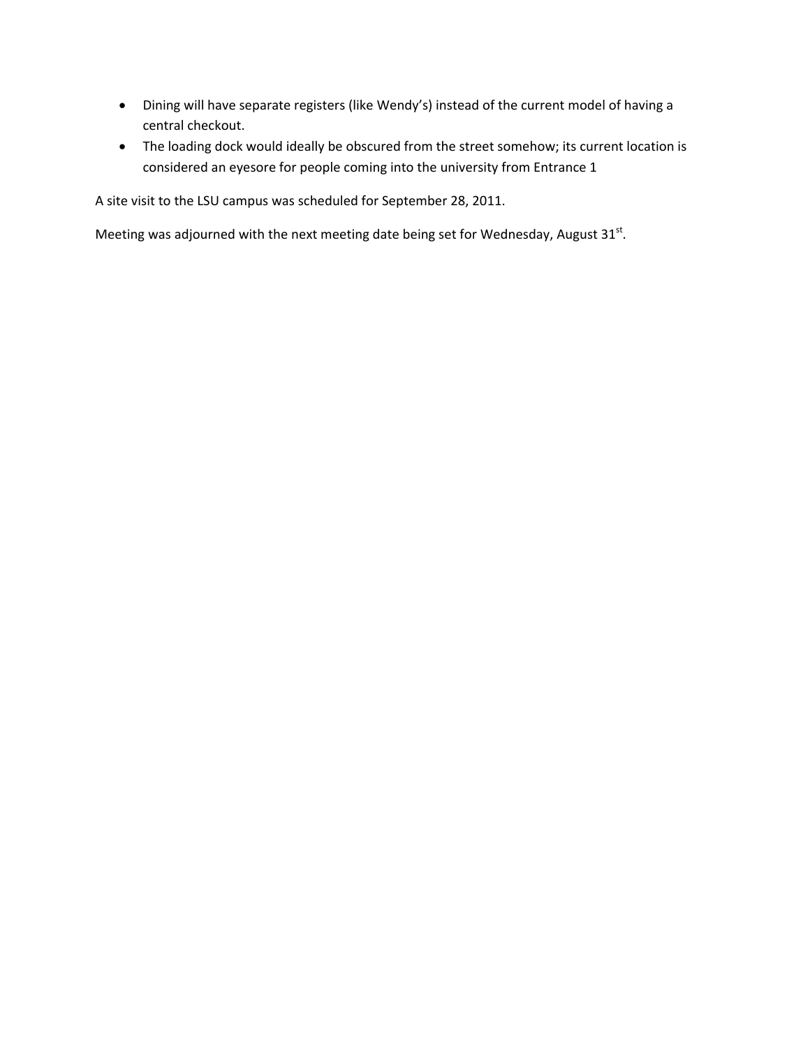- Dining will have separate registers (like Wendy's) instead of the current model of having a central checkout.
- The loading dock would ideally be obscured from the street somehow; its current location is considered an eyesore for people coming into the university from Entrance 1

A site visit to the LSU campus was scheduled for September 28, 2011.

Meeting was adjourned with the next meeting date being set for Wednesday, August 31st.